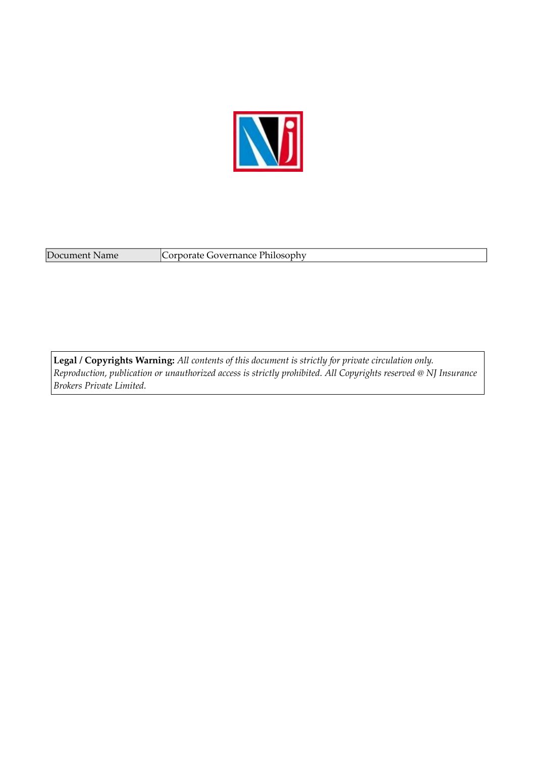| Document Name | Corporate Governance Philosophy |
|---|---|

**Legal / Copyrights Warning:** *All contents of this document is strictly for private circulation only. Reproduction, publication or unauthorized access is strictly prohibited. All Copyrights reserved @ NJ Insurance Brokers Private Limited.*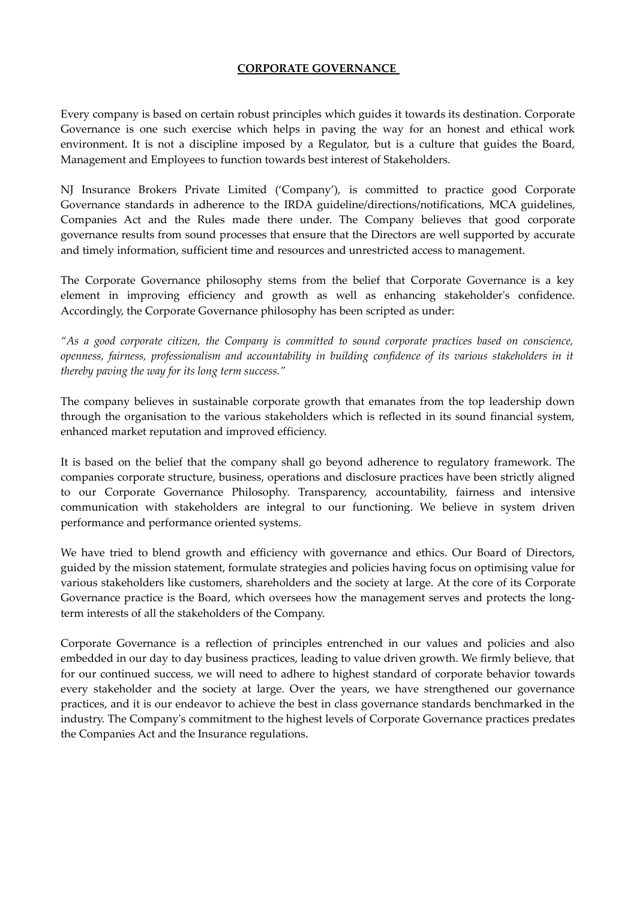# **CORPORATE GOVERNANCE**

Every company is based on certain robust principles which guides it towards its destination. Corporate Governance is one such exercise which helps in paving the way for an honest and ethical work environment. It is not a discipline imposed by a Regulator, but is a culture that guides the Board, Management and Employees to function towards best interest of Stakeholders.

NJ Insurance Brokers Private Limited ('Company'), is committed to practice good Corporate Governance standards in adherence to the IRDA guideline/directions/notifications, MCA guidelines, Companies Act and the Rules made there under. The Company believes that good corporate governance results from sound processes that ensure that the Directors are well supported by accurate and timely information, sufficient time and resources and unrestricted access to management.

The Corporate Governance philosophy stems from the belief that Corporate Governance is a key element in improving efficiency and growth as well as enhancing stakeholder's confidence. Accordingly, the Corporate Governance philosophy has been scripted as under:

*"As a good corporate citizen, the Company is committed to sound corporate practices based on conscience, openness, fairness, professionalism and accountability in building confidence of its various stakeholders in it thereby paving the way for its long term success."*

The company believes in sustainable corporate growth that emanates from the top leadership down through the organisation to the various stakeholders which is reflected in its sound financial system, enhanced market reputation and improved efficiency.

It is based on the belief that the company shall go beyond adherence to regulatory framework. The companies corporate structure, business, operations and disclosure practices have been strictly aligned to our Corporate Governance Philosophy. Transparency, accountability, fairness and intensive communication with stakeholders are integral to our functioning. We believe in system driven performance and performance oriented systems.

We have tried to blend growth and efficiency with governance and ethics. Our Board of Directors, guided by the mission statement, formulate strategies and policies having focus on optimising value for various stakeholders like customers, shareholders and the society at large. At the core of its Corporate Governance practice is the Board, which oversees how the management serves and protects the long-term interests of all the stakeholders of the Company.

Corporate Governance is a reflection of principles entrenched in our values and policies and also embedded in our day to day business practices, leading to value driven growth. We firmly believe, that for our continued success, we will need to adhere to highest standard of corporate behavior towards every stakeholder and the society at large. Over the years, we have strengthened our governance practices, and it is our endeavor to achieve the best in class governance standards benchmarked in the industry. The Company's commitment to the highest levels of Corporate Governance practices predates the Companies Act and the Insurance regulations.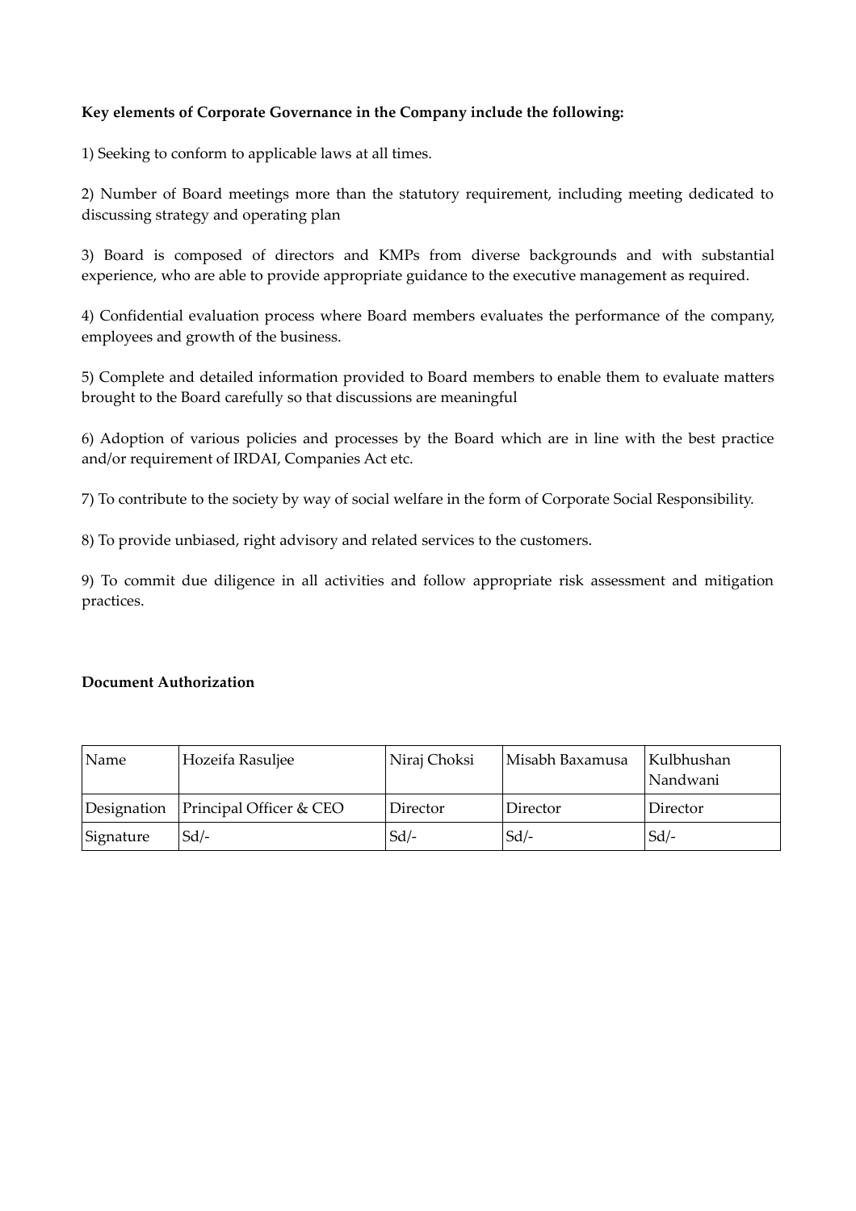**Key elements of Corporate Governance in the Company include the following:**

1) Seeking to conform to applicable laws at all times.

2) Number of Board meetings more than the statutory requirement, including meeting dedicated to discussing strategy and operating plan

3) Board is composed of directors and KMPs from diverse backgrounds and with substantial experience, who are able to provide appropriate guidance to the executive management as required.

4) Confidential evaluation process where Board members evaluates the performance of the company, employees and growth of the business.

5) Complete and detailed information provided to Board members to enable them to evaluate matters brought to the Board carefully so that discussions are meaningful

6) Adoption of various policies and processes by the Board which are in line with the best practice and/or requirement of IRDAI, Companies Act etc.

7) To contribute to the society by way of social welfare in the form of Corporate Social Responsibility.

8) To provide unbiased, right advisory and related services to the customers.

9) To commit due diligence in all activities and follow appropriate risk assessment and mitigation practices.

**Document Authorization**

| Name | Hozeifa Rasuljee | Niraj Choksi | Misabh Baxamusa | Kulbhushan Nandwani |
|---|---|---|---|---|
| Designation | Principal Officer & CEO | Director | Director | Director |
| Signature | Sd/- | Sd/- | Sd/- | Sd/- |